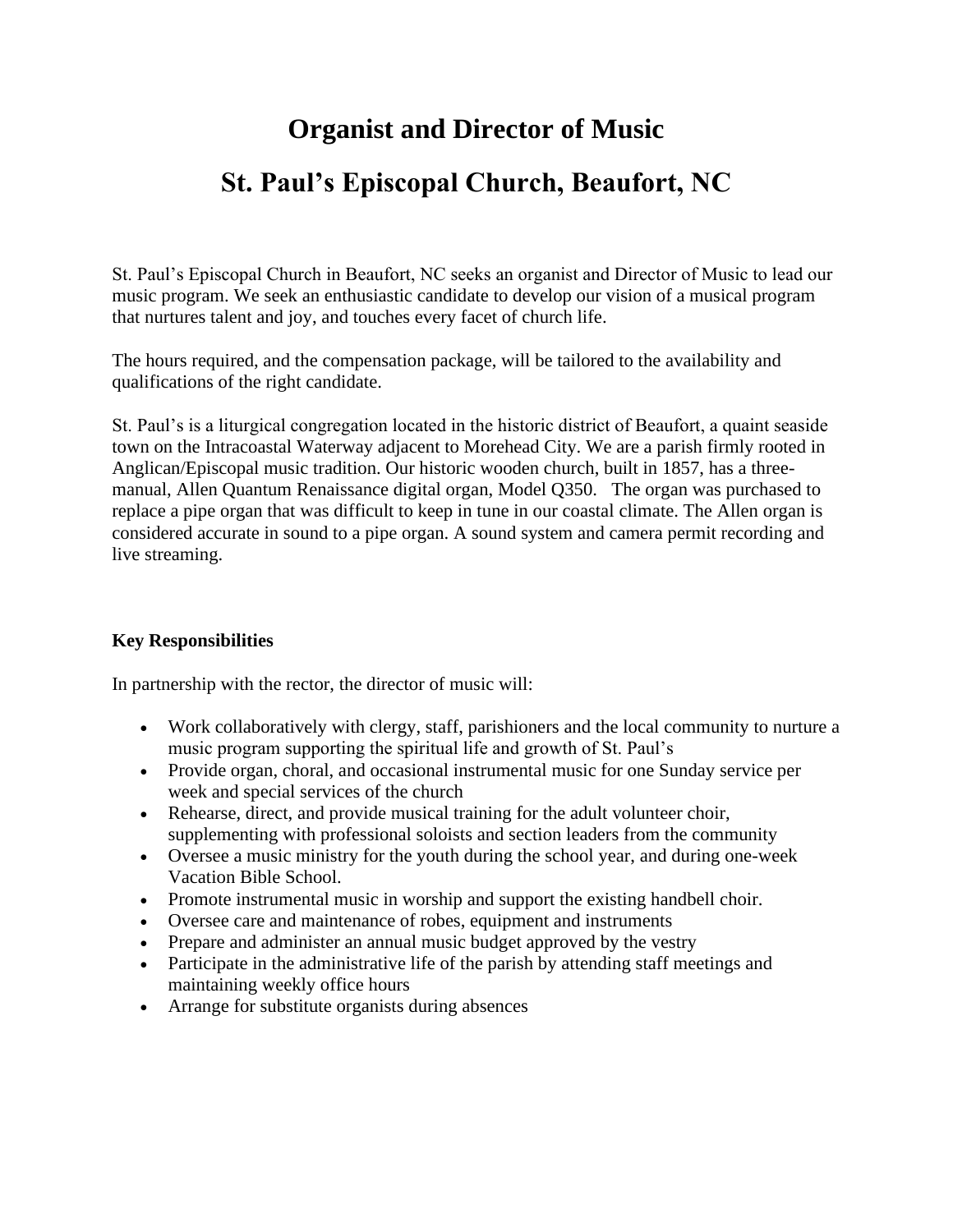# Organist and Director of Music

# St. Paul's Episcopal Church, Beaufort, NC

St. Paul's Episcopal Church in Beaufort, NC seeks an organist and Director of Music to lead our music program. We seek an enthusiastic candidate to develop our vision of a musical program that nurtures talent and joy, and touches every facet of church life.

The hours required, and the compensation package, will be tailored to the availability and qualifications of the right candidate.

St. Paul's is a liturgical congregation located in the historic district of Beaufort, a quaint seaside town on the Intracoastal Waterway adjacent to Morehead City. We are a parish firmly rooted in Anglican/Episcopal music tradition. Our historic wooden church, built in 1857, has a three-manual, Allen Quantum Renaissance digital organ, Model Q350. The organ was purchased to replace a pipe organ that was difficult to keep in tune in our coastal climate. The Allen organ is considered accurate in sound to a pipe organ. A sound system and camera permit recording and live streaming.

**Key Responsibilities**

In partnership with the rector, the director of music will:

- Work collaboratively with clergy, staff, parishioners and the local community to nurture a music program supporting the spiritual life and growth of St. Paul's
- Provide organ, choral, and occasional instrumental music for one Sunday service per week and special services of the church
- Rehearse, direct, and provide musical training for the adult volunteer choir, supplementing with professional soloists and section leaders from the community
- Oversee a music ministry for the youth during the school year, and during one-week Vacation Bible School.
- Promote instrumental music in worship and support the existing handbell choir.
- Oversee care and maintenance of robes, equipment and instruments
- Prepare and administer an annual music budget approved by the vestry
- Participate in the administrative life of the parish by attending staff meetings and maintaining weekly office hours
- Arrange for substitute organists during absences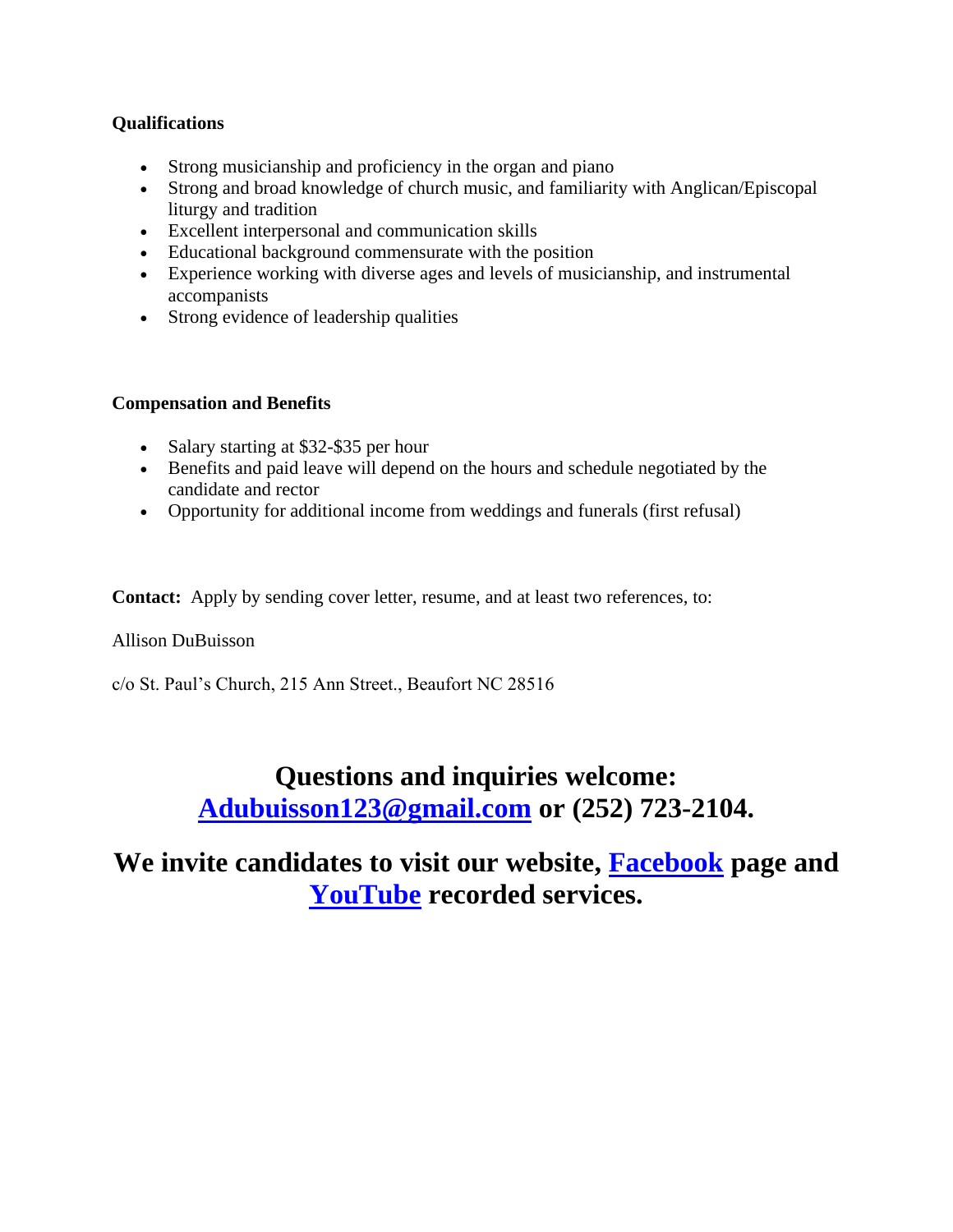**Qualifications**

- Strong musicianship and proficiency in the organ and piano
- Strong and broad knowledge of church music, and familiarity with Anglican/Episcopal liturgy and tradition
- Excellent interpersonal and communication skills
- Educational background commensurate with the position
- Experience working with diverse ages and levels of musicianship, and instrumental accompanists
- Strong evidence of leadership qualities

**Compensation and Benefits**

- Salary starting at $32-$35 per hour
- Benefits and paid leave will depend on the hours and schedule negotiated by the candidate and rector
- Opportunity for additional income from weddings and funerals (first refusal)

**Contact:** Apply by sending cover letter, resume, and at least two references, to:

Allison DuBuisson

c/o St. Paul's Church, 215 Ann Street., Beaufort NC 28516

## Questions and inquiries welcome: Adubuisson123@gmail.com or (252) 723-2104.

## We invite candidates to visit our website, Facebook page and YouTube recorded services.